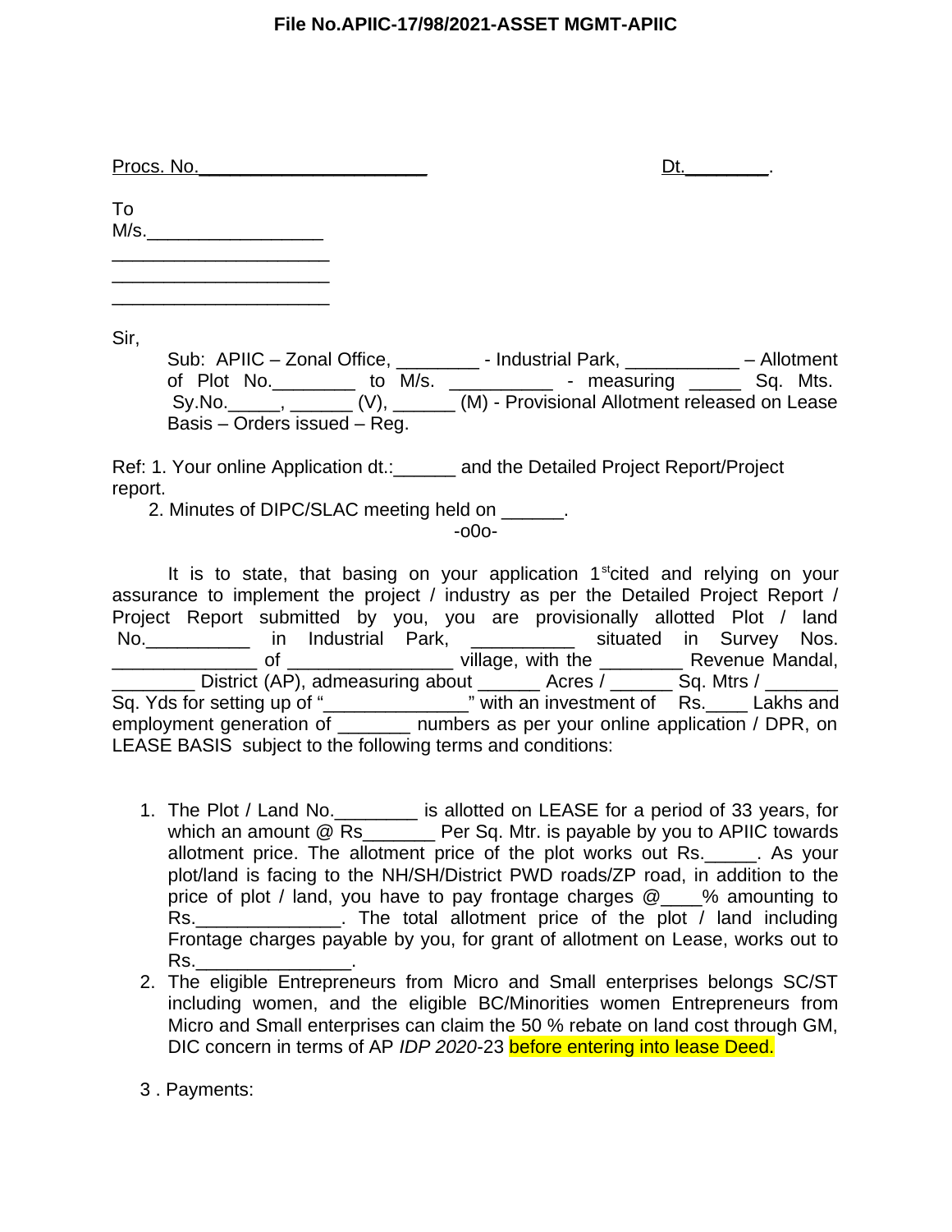**File No.APIIC-17/98/2021-ASSET MGMT-APIIC**

Procs. No.______________________ Dt.________.

To
M/s._________________
_____________________
_____________________
_____________________

Sir,

Sub: APIIC – Zonal Office, ________ - Industrial Park, ___________ – Allotment of Plot No.________ to M/s. __________ - measuring _____ Sq. Mts. Sy.No._____, ______ (V), ______ (M) - Provisional Allotment released on Lease Basis – Orders issued – Reg.

Ref: 1. Your online Application dt.:______ and the Detailed Project Report/Project report.
2. Minutes of DIPC/SLAC meeting held on ______.

-o0o-

It is to state, that basing on your application 1st cited and relying on your assurance to implement the project / industry as per the Detailed Project Report / Project Report submitted by you, you are provisionally allotted Plot / land No.__________ in Industrial Park, __________ situated in Survey Nos. ______________ of ________________ village, with the ________ Revenue Mandal, ________ District (AP), admeasuring about ______ Acres / ______ Sq. Mtrs / _______ Sq. Yds for setting up of "______________" with an investment of Rs.____ Lakhs and employment generation of _______ numbers as per your online application / DPR, on LEASE BASIS subject to the following terms and conditions:

1. The Plot / Land No.________ is allotted on LEASE for a period of 33 years, for which an amount @ Rs_______ Per Sq. Mtr. is payable by you to APIIC towards allotment price. The allotment price of the plot works out Rs._____. As your plot/land is facing to the NH/SH/District PWD roads/ZP road, in addition to the price of plot / land, you have to pay frontage charges @____% amounting to Rs.______________. The total allotment price of the plot / land including Frontage charges payable by you, for grant of allotment on Lease, works out to Rs._______________.
2. The eligible Entrepreneurs from Micro and Small enterprises belongs SC/ST including women, and the eligible BC/Minorities women Entrepreneurs from Micro and Small enterprises can claim the 50 % rebate on land cost through GM, DIC concern in terms of AP *IDP 2020*-23 before entering into lease Deed.

3 . Payments: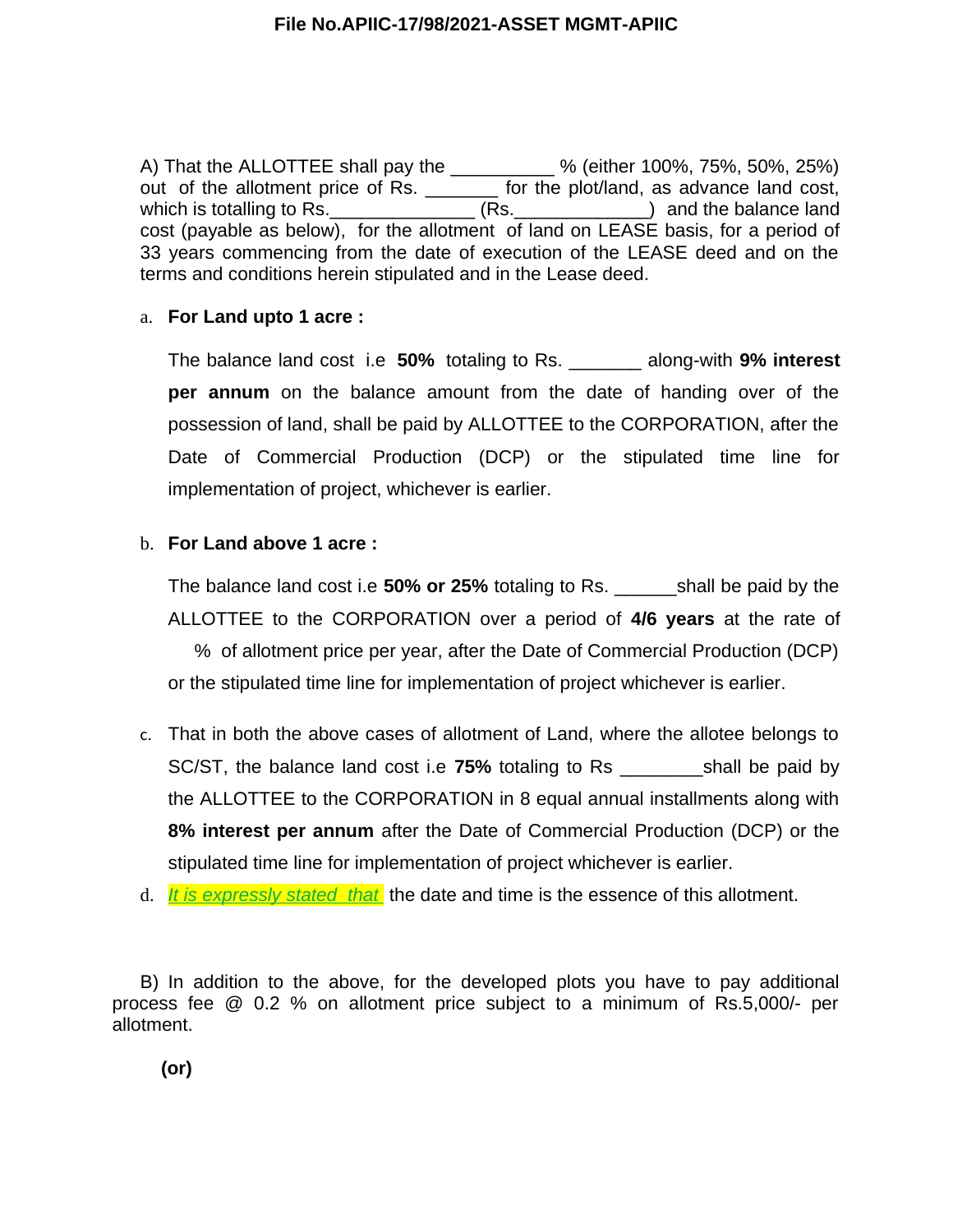A) That the ALLOTTEE shall pay the __________ % (either 100%, 75%, 50%, 25%) out of the allotment price of Rs. _______ for the plot/land, as advance land cost, which is totalling to Rs.______________ (Rs._____________) and the balance land cost (payable as below), for the allotment of land on LEASE basis, for a period of 33 years commencing from the date of execution of the LEASE deed and on the terms and conditions herein stipulated and in the Lease deed.

a. **For Land upto 1 acre :**

The balance land cost i.e **50%** totaling to Rs. _______ along-with **9% interest per annum** on the balance amount from the date of handing over of the possession of land, shall be paid by ALLOTTEE to the CORPORATION, after the Date of Commercial Production (DCP) or the stipulated time line for implementation of project, whichever is earlier.

b. **For Land above 1 acre :**

The balance land cost i.e **50% or 25%** totaling to Rs. ______shall be paid by the ALLOTTEE to the CORPORATION over a period of **4/6 years** at the rate of % of allotment price per year, after the Date of Commercial Production (DCP) or the stipulated time line for implementation of project whichever is earlier.

c. That in both the above cases of allotment of Land, where the allotee belongs to SC/ST, the balance land cost i.e **75%** totaling to Rs ________shall be paid by the ALLOTTEE to the CORPORATION in 8 equal annual installments along with **8% interest per annum** after the Date of Commercial Production (DCP) or the stipulated time line for implementation of project whichever is earlier.

d. *It is expressly stated that* the date and time is the essence of this allotment.

B) In addition to the above, for the developed plots you have to pay additional process fee @ 0.2 % on allotment price subject to a minimum of Rs.5,000/- per allotment.

**(or)**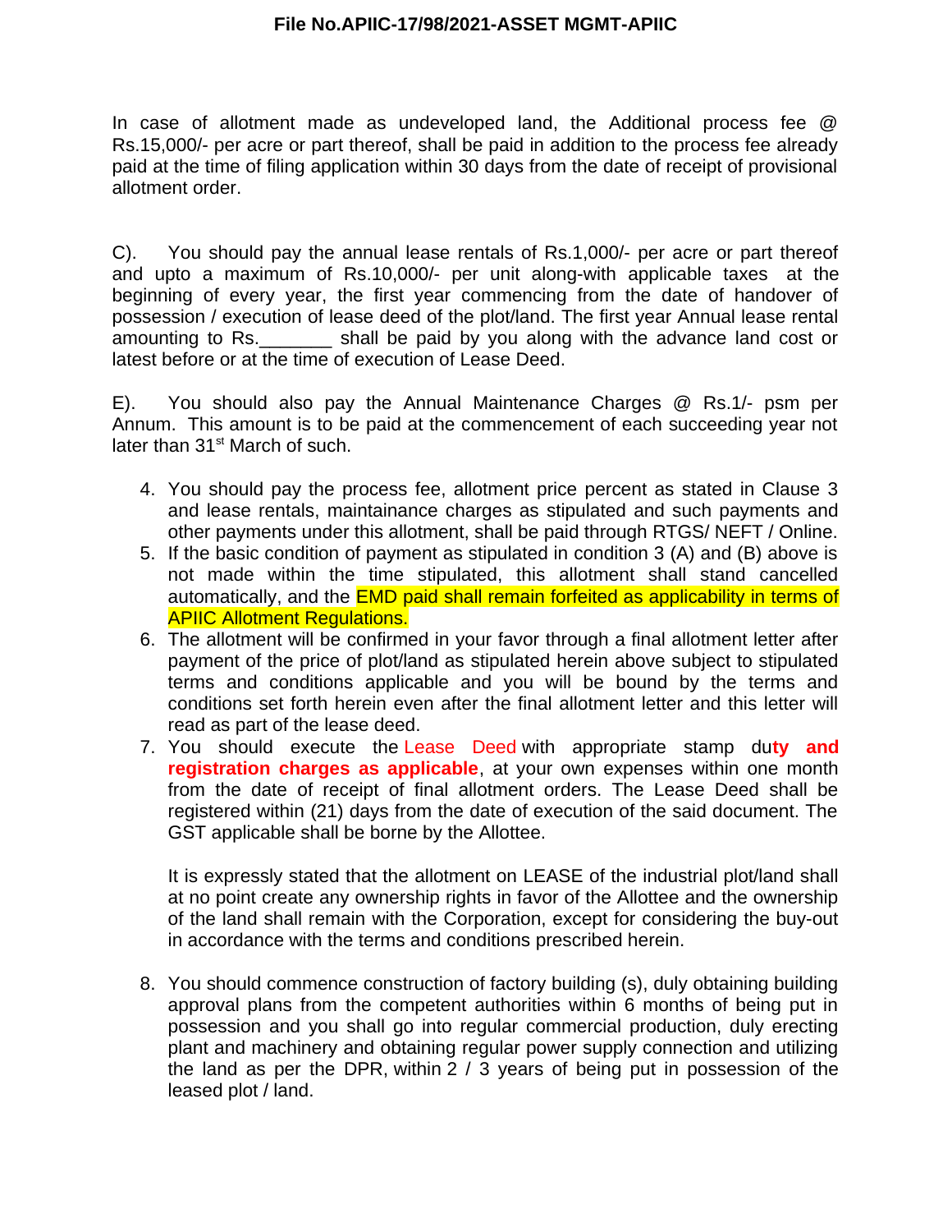In case of allotment made as undeveloped land, the Additional process fee @ Rs.15,000/- per acre or part thereof, shall be paid in addition to the process fee already paid at the time of filing application within 30 days from the date of receipt of provisional allotment order.

C). You should pay the annual lease rentals of Rs.1,000/- per acre or part thereof and upto a maximum of Rs.10,000/- per unit along-with applicable taxes at the beginning of every year, the first year commencing from the date of handover of possession / execution of lease deed of the plot/land. The first year Annual lease rental amounting to Rs._______ shall be paid by you along with the advance land cost or latest before or at the time of execution of Lease Deed.

E). You should also pay the Annual Maintenance Charges @ Rs.1/- psm per Annum. This amount is to be paid at the commencement of each succeeding year not later than 31st March of such.

4. You should pay the process fee, allotment price percent as stated in Clause 3 and lease rentals, maintainance charges as stipulated and such payments and other payments under this allotment, shall be paid through RTGS/ NEFT / Online.
5. If the basic condition of payment as stipulated in condition 3 (A) and (B) above is not made within the time stipulated, this allotment shall stand cancelled automatically, and the EMD paid shall remain forfeited as applicability in terms of APIIC Allotment Regulations.
6. The allotment will be confirmed in your favor through a final allotment letter after payment of the price of plot/land as stipulated herein above subject to stipulated terms and conditions applicable and you will be bound by the terms and conditions set forth herein even after the final allotment letter and this letter will read as part of the lease deed.
7. You should execute the Lease Deed with appropriate stamp du**ty and registration charges as applicable**, at your own expenses within one month from the date of receipt of final allotment orders. The Lease Deed shall be registered within (21) days from the date of execution of the said document. The GST applicable shall be borne by the Allottee.

   It is expressly stated that the allotment on LEASE of the industrial plot/land shall at no point create any ownership rights in favor of the Allottee and the ownership of the land shall remain with the Corporation, except for considering the buy-out in accordance with the terms and conditions prescribed herein.

8. You should commence construction of factory building (s), duly obtaining building approval plans from the competent authorities within 6 months of being put in possession and you shall go into regular commercial production, duly erecting plant and machinery and obtaining regular power supply connection and utilizing the land as per the DPR, within 2 / 3 years of being put in possession of the leased plot / land.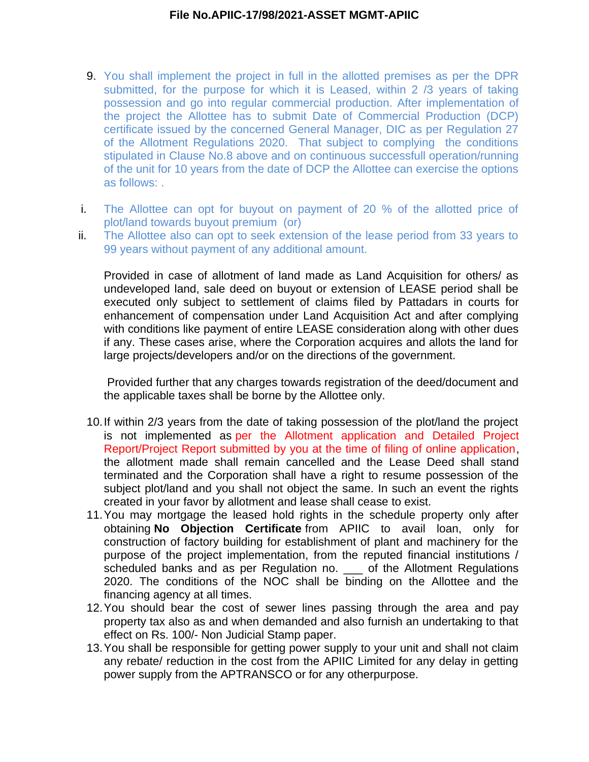9. You shall implement the project in full in the allotted premises as per the DPR submitted, for the purpose for which it is Leased, within 2 /3 years of taking possession and go into regular commercial production. After implementation of the project the Allottee has to submit Date of Commercial Production (DCP) certificate issued by the concerned General Manager, DIC as per Regulation 27 of the Allotment Regulations 2020. That subject to complying the conditions stipulated in Clause No.8 above and on continuous successfull operation/running of the unit for 10 years from the date of DCP the Allottee can exercise the options as follows: .

   i. The Allottee can opt for buyout on payment of 20 % of the allotted price of plot/land towards buyout premium (or)

   ii. The Allottee also can opt to seek extension of the lease period from 33 years to 99 years without payment of any additional amount.

   Provided in case of allotment of land made as Land Acquisition for others/ as undeveloped land, sale deed on buyout or extension of LEASE period shall be executed only subject to settlement of claims filed by Pattadars in courts for enhancement of compensation under Land Acquisition Act and after complying with conditions like payment of entire LEASE consideration along with other dues if any. These cases arise, where the Corporation acquires and allots the land for large projects/developers and/or on the directions of the government.

   Provided further that any charges towards registration of the deed/document and the applicable taxes shall be borne by the Allottee only.

10. If within 2/3 years from the date of taking possession of the plot/land the project is not implemented as per the Allotment application and Detailed Project Report/Project Report submitted by you at the time of filing of online application, the allotment made shall remain cancelled and the Lease Deed shall stand terminated and the Corporation shall have a right to resume possession of the subject plot/land and you shall not object the same. In such an event the rights created in your favor by allotment and lease shall cease to exist.
11. You may mortgage the leased hold rights in the schedule property only after obtaining **No Objection Certificate** from APIIC to avail loan, only for construction of factory building for establishment of plant and machinery for the purpose of the project implementation, from the reputed financial institutions / scheduled banks and as per Regulation no. ___ of the Allotment Regulations 2020. The conditions of the NOC shall be binding on the Allottee and the financing agency at all times.
12. You should bear the cost of sewer lines passing through the area and pay property tax also as and when demanded and also furnish an undertaking to that effect on Rs. 100/- Non Judicial Stamp paper.
13. You shall be responsible for getting power supply to your unit and shall not claim any rebate/ reduction in the cost from the APIIC Limited for any delay in getting power supply from the APTRANSCO or for any otherpurpose.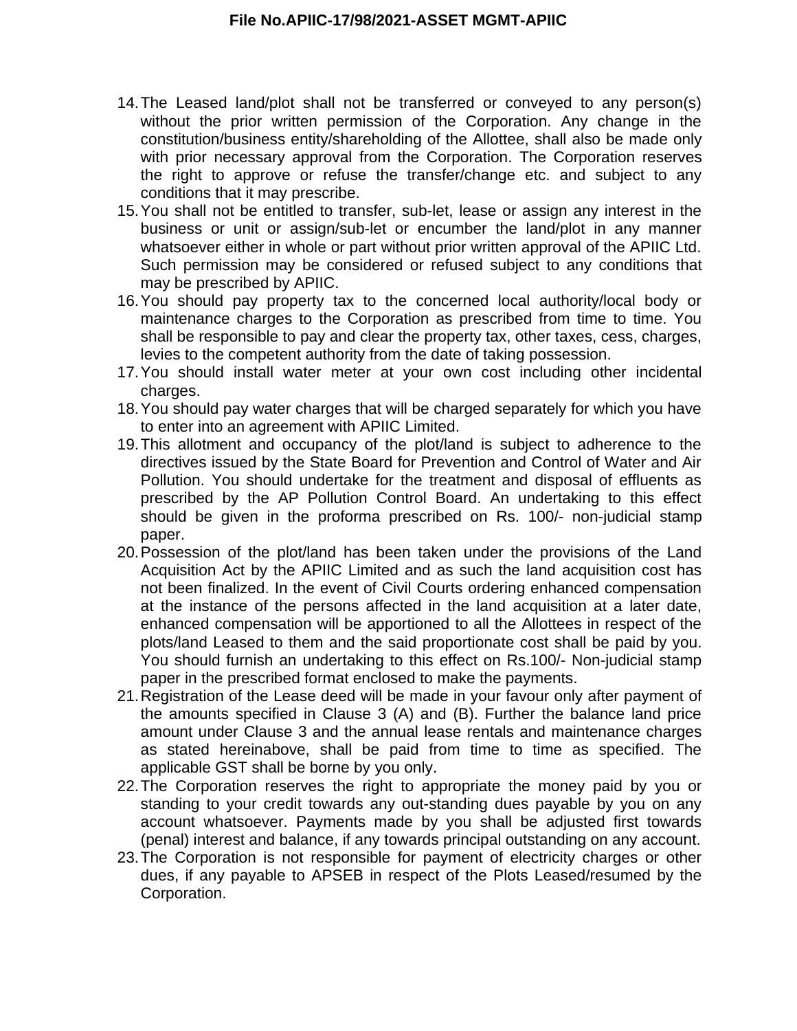14. The Leased land/plot shall not be transferred or conveyed to any person(s) without the prior written permission of the Corporation. Any change in the constitution/business entity/shareholding of the Allottee, shall also be made only with prior necessary approval from the Corporation. The Corporation reserves the right to approve or refuse the transfer/change etc. and subject to any conditions that it may prescribe.
15. You shall not be entitled to transfer, sub-let, lease or assign any interest in the business or unit or assign/sub-let or encumber the land/plot in any manner whatsoever either in whole or part without prior written approval of the APIIC Ltd. Such permission may be considered or refused subject to any conditions that may be prescribed by APIIC.
16. You should pay property tax to the concerned local authority/local body or maintenance charges to the Corporation as prescribed from time to time. You shall be responsible to pay and clear the property tax, other taxes, cess, charges, levies to the competent authority from the date of taking possession.
17. You should install water meter at your own cost including other incidental charges.
18. You should pay water charges that will be charged separately for which you have to enter into an agreement with APIIC Limited.
19. This allotment and occupancy of the plot/land is subject to adherence to the directives issued by the State Board for Prevention and Control of Water and Air Pollution. You should undertake for the treatment and disposal of effluents as prescribed by the AP Pollution Control Board. An undertaking to this effect should be given in the proforma prescribed on Rs. 100/- non-judicial stamp paper.
20. Possession of the plot/land has been taken under the provisions of the Land Acquisition Act by the APIIC Limited and as such the land acquisition cost has not been finalized. In the event of Civil Courts ordering enhanced compensation at the instance of the persons affected in the land acquisition at a later date, enhanced compensation will be apportioned to all the Allottees in respect of the plots/land Leased to them and the said proportionate cost shall be paid by you. You should furnish an undertaking to this effect on Rs.100/- Non-judicial stamp paper in the prescribed format enclosed to make the payments.
21. Registration of the Lease deed will be made in your favour only after payment of the amounts specified in Clause 3 (A) and (B). Further the balance land price amount under Clause 3 and the annual lease rentals and maintenance charges as stated hereinabove, shall be paid from time to time as specified. The applicable GST shall be borne by you only.
22. The Corporation reserves the right to appropriate the money paid by you or standing to your credit towards any out-standing dues payable by you on any account whatsoever. Payments made by you shall be adjusted first towards (penal) interest and balance, if any towards principal outstanding on any account.
23. The Corporation is not responsible for payment of electricity charges or other dues, if any payable to APSEB in respect of the Plots Leased/resumed by the Corporation.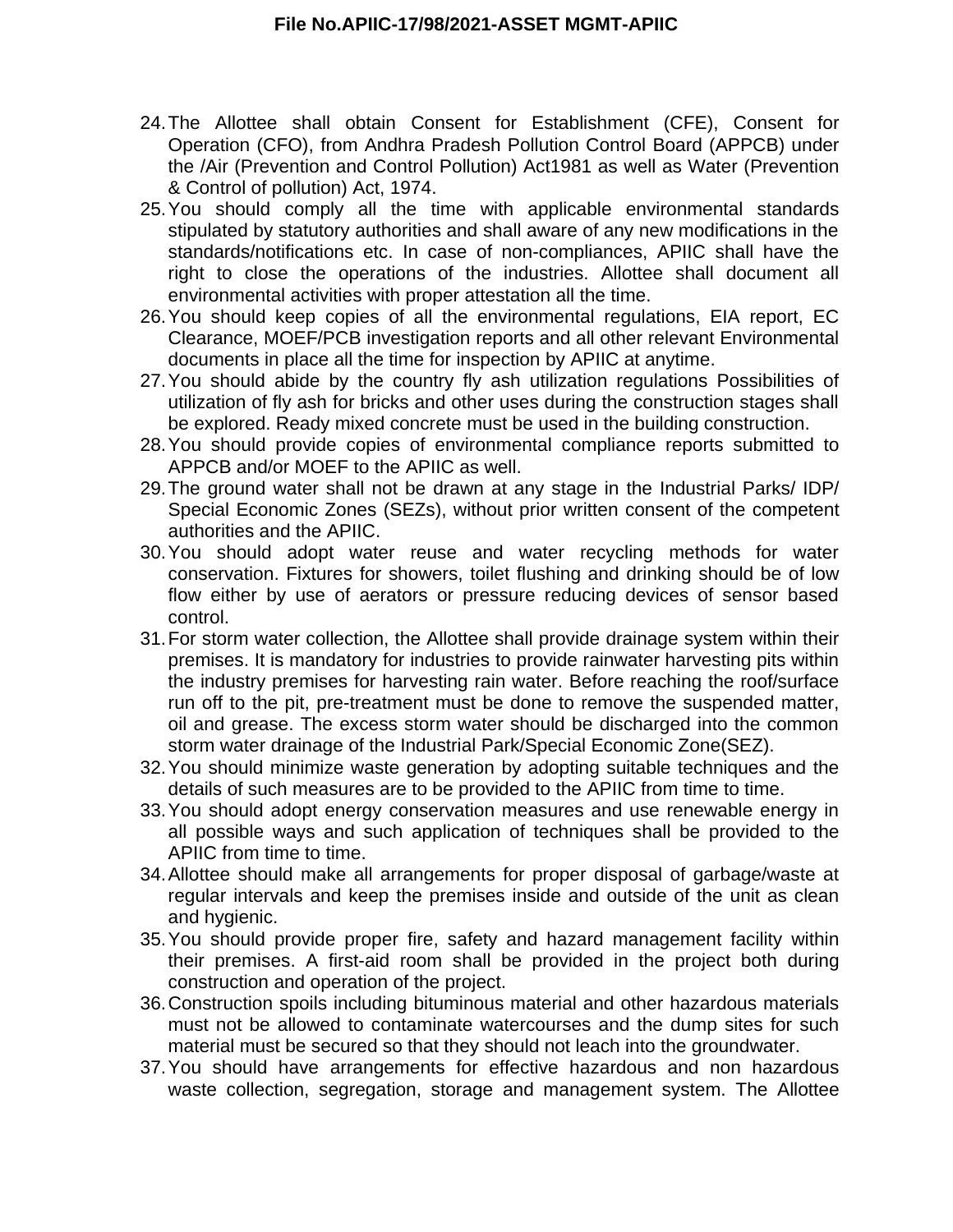24. The Allottee shall obtain Consent for Establishment (CFE), Consent for Operation (CFO), from Andhra Pradesh Pollution Control Board (APPCB) under the /Air (Prevention and Control Pollution) Act1981 as well as Water (Prevention & Control of pollution) Act, 1974.
25. You should comply all the time with applicable environmental standards stipulated by statutory authorities and shall aware of any new modifications in the standards/notifications etc. In case of non-compliances, APIIC shall have the right to close the operations of the industries. Allottee shall document all environmental activities with proper attestation all the time.
26. You should keep copies of all the environmental regulations, EIA report, EC Clearance, MOEF/PCB investigation reports and all other relevant Environmental documents in place all the time for inspection by APIIC at anytime.
27. You should abide by the country fly ash utilization regulations Possibilities of utilization of fly ash for bricks and other uses during the construction stages shall be explored. Ready mixed concrete must be used in the building construction.
28. You should provide copies of environmental compliance reports submitted to APPCB and/or MOEF to the APIIC as well.
29. The ground water shall not be drawn at any stage in the Industrial Parks/ IDP/ Special Economic Zones (SEZs), without prior written consent of the competent authorities and the APIIC.
30. You should adopt water reuse and water recycling methods for water conservation. Fixtures for showers, toilet flushing and drinking should be of low flow either by use of aerators or pressure reducing devices of sensor based control.
31. For storm water collection, the Allottee shall provide drainage system within their premises. It is mandatory for industries to provide rainwater harvesting pits within the industry premises for harvesting rain water. Before reaching the roof/surface run off to the pit, pre-treatment must be done to remove the suspended matter, oil and grease. The excess storm water should be discharged into the common storm water drainage of the Industrial Park/Special Economic Zone(SEZ).
32. You should minimize waste generation by adopting suitable techniques and the details of such measures are to be provided to the APIIC from time to time.
33. You should adopt energy conservation measures and use renewable energy in all possible ways and such application of techniques shall be provided to the APIIC from time to time.
34. Allottee should make all arrangements for proper disposal of garbage/waste at regular intervals and keep the premises inside and outside of the unit as clean and hygienic.
35. You should provide proper fire, safety and hazard management facility within their premises. A first-aid room shall be provided in the project both during construction and operation of the project.
36. Construction spoils including bituminous material and other hazardous materials must not be allowed to contaminate watercourses and the dump sites for such material must be secured so that they should not leach into the groundwater.
37. You should have arrangements for effective hazardous and non hazardous waste collection, segregation, storage and management system. The Allottee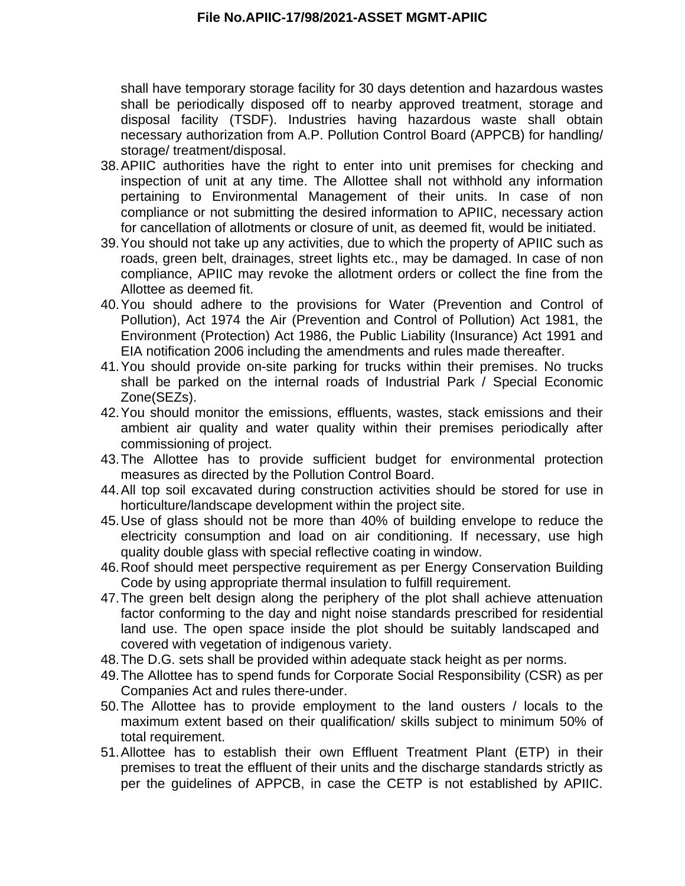shall have temporary storage facility for 30 days detention and hazardous wastes shall be periodically disposed off to nearby approved treatment, storage and disposal facility (TSDF). Industries having hazardous waste shall obtain necessary authorization from A.P. Pollution Control Board (APPCB) for handling/ storage/ treatment/disposal.

38. APIIC authorities have the right to enter into unit premises for checking and inspection of unit at any time. The Allottee shall not withhold any information pertaining to Environmental Management of their units. In case of non compliance or not submitting the desired information to APIIC, necessary action for cancellation of allotments or closure of unit, as deemed fit, would be initiated.
39. You should not take up any activities, due to which the property of APIIC such as roads, green belt, drainages, street lights etc., may be damaged. In case of non compliance, APIIC may revoke the allotment orders or collect the fine from the Allottee as deemed fit.
40. You should adhere to the provisions for Water (Prevention and Control of Pollution), Act 1974 the Air (Prevention and Control of Pollution) Act 1981, the Environment (Protection) Act 1986, the Public Liability (Insurance) Act 1991 and EIA notification 2006 including the amendments and rules made thereafter.
41. You should provide on-site parking for trucks within their premises. No trucks shall be parked on the internal roads of Industrial Park / Special Economic Zone(SEZs).
42. You should monitor the emissions, effluents, wastes, stack emissions and their ambient air quality and water quality within their premises periodically after commissioning of project.
43. The Allottee has to provide sufficient budget for environmental protection measures as directed by the Pollution Control Board.
44. All top soil excavated during construction activities should be stored for use in horticulture/landscape development within the project site.
45. Use of glass should not be more than 40% of building envelope to reduce the electricity consumption and load on air conditioning. If necessary, use high quality double glass with special reflective coating in window.
46. Roof should meet perspective requirement as per Energy Conservation Building Code by using appropriate thermal insulation to fulfill requirement.
47. The green belt design along the periphery of the plot shall achieve attenuation factor conforming to the day and night noise standards prescribed for residential land use. The open space inside the plot should be suitably landscaped and covered with vegetation of indigenous variety.
48. The D.G. sets shall be provided within adequate stack height as per norms.
49. The Allottee has to spend funds for Corporate Social Responsibility (CSR) as per Companies Act and rules there-under.
50. The Allottee has to provide employment to the land ousters / locals to the maximum extent based on their qualification/ skills subject to minimum 50% of total requirement.
51. Allottee has to establish their own Effluent Treatment Plant (ETP) in their premises to treat the effluent of their units and the discharge standards strictly as per the guidelines of APPCB, in case the CETP is not established by APIIC.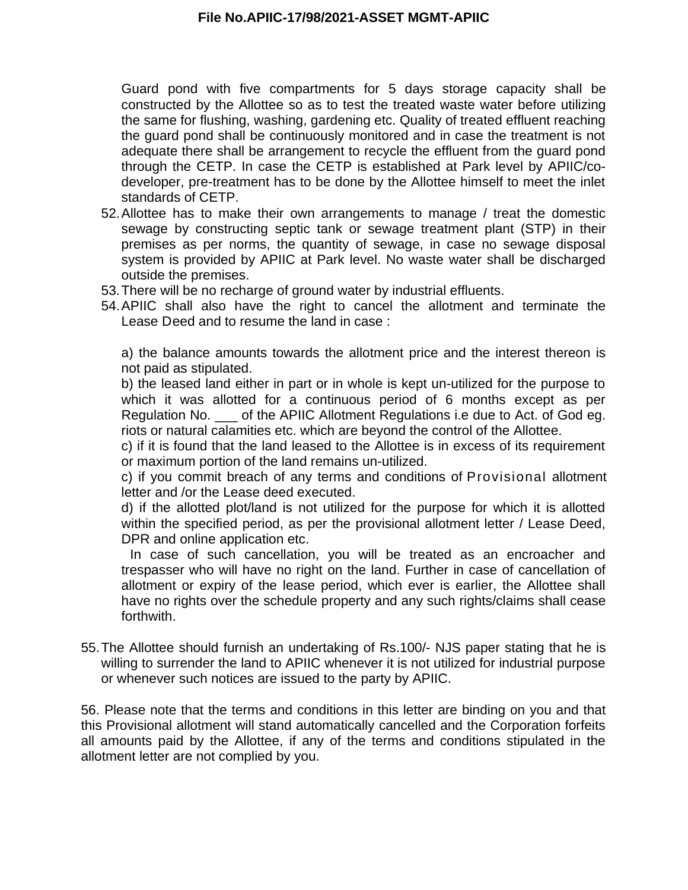Guard pond with five compartments for 5 days storage capacity shall be constructed by the Allottee so as to test the treated waste water before utilizing the same for flushing, washing, gardening etc. Quality of treated effluent reaching the guard pond shall be continuously monitored and in case the treatment is not adequate there shall be arrangement to recycle the effluent from the guard pond through the CETP. In case the CETP is established at Park level by APIIC/co-developer, pre-treatment has to be done by the Allottee himself to meet the inlet standards of CETP.

52. Allottee has to make their own arrangements to manage / treat the domestic sewage by constructing septic tank or sewage treatment plant (STP) in their premises as per norms, the quantity of sewage, in case no sewage disposal system is provided by APIIC at Park level. No waste water shall be discharged outside the premises.
53. There will be no recharge of ground water by industrial effluents.
54. APIIC shall also have the right to cancel the allotment and terminate the Lease Deed and to resume the land in case :

    a) the balance amounts towards the allotment price and the interest thereon is not paid as stipulated.

    b) the leased land either in part or in whole is kept un-utilized for the purpose to which it was allotted for a continuous period of 6 months except as per Regulation No. ___ of the APIIC Allotment Regulations i.e due to Act. of God eg. riots or natural calamities etc. which are beyond the control of the Allottee.

    c) if it is found that the land leased to the Allottee is in excess of its requirement or maximum portion of the land remains un-utilized.

    c) if you commit breach of any terms and conditions of Provisional allotment letter and /or the Lease deed executed.

    d) if the allotted plot/land is not utilized for the purpose for which it is allotted within the specified period, as per the provisional allotment letter / Lease Deed, DPR and online application etc.

    In case of such cancellation, you will be treated as an encroacher and trespasser who will have no right on the land. Further in case of cancellation of allotment or expiry of the lease period, which ever is earlier, the Allottee shall have no rights over the schedule property and any such rights/claims shall cease forthwith.

55. The Allottee should furnish an undertaking of Rs.100/- NJS paper stating that he is willing to surrender the land to APIIC whenever it is not utilized for industrial purpose or whenever such notices are issued to the party by APIIC.

56. Please note that the terms and conditions in this letter are binding on you and that this Provisional allotment will stand automatically cancelled and the Corporation forfeits all amounts paid by the Allottee, if any of the terms and conditions stipulated in the allotment letter are not complied by you.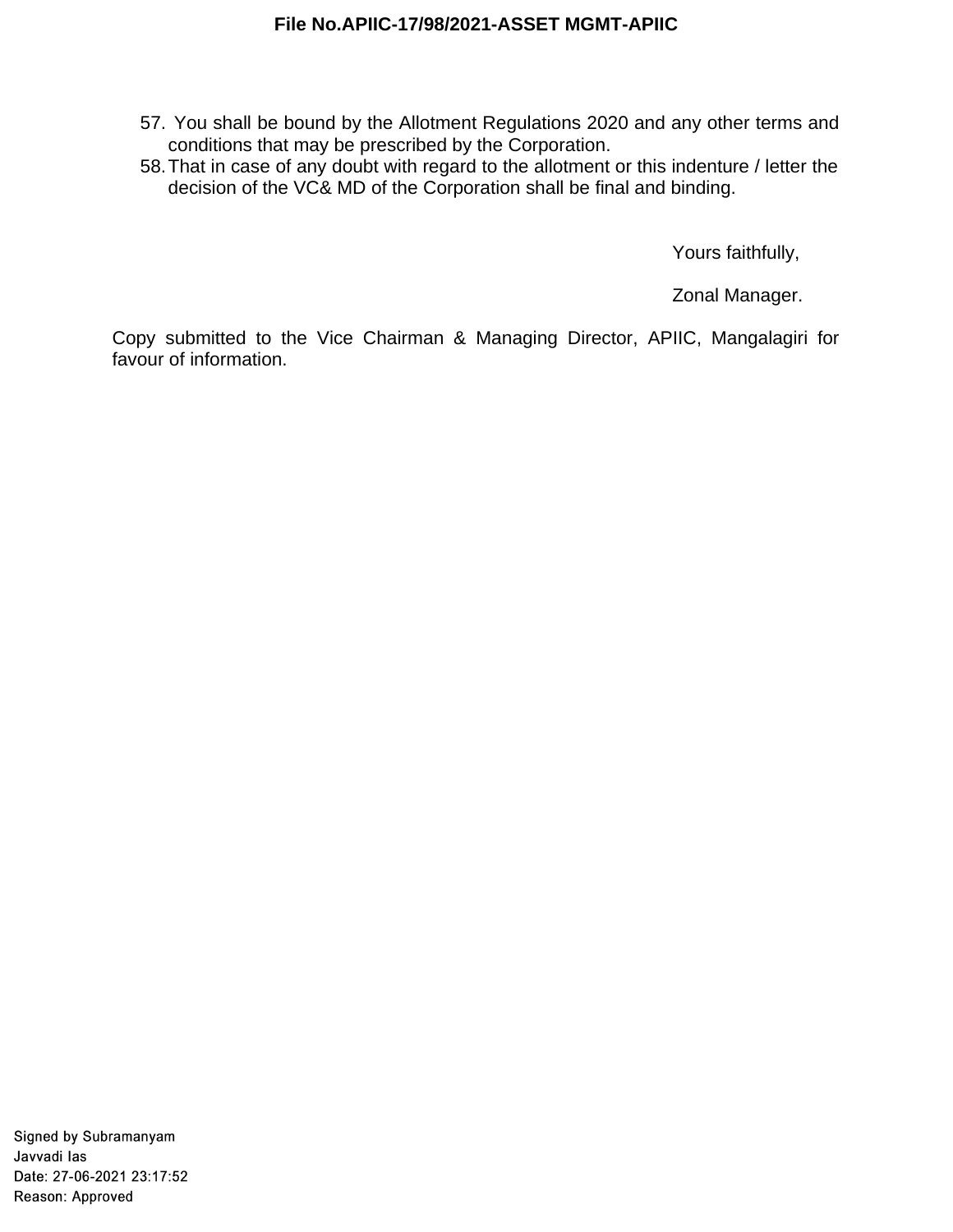57. You shall be bound by the Allotment Regulations 2020 and any other terms and conditions that may be prescribed by the Corporation.
58. That in case of any doubt with regard to the allotment or this indenture / letter the decision of the VC& MD of the Corporation shall be final and binding.

Yours faithfully,

Zonal Manager.

Copy submitted to the Vice Chairman & Managing Director, APIIC, Mangalagiri for favour of information.

Signed by Subramanyam
Javvadi Ias
Date: 27-06-2021 23:17:52
Reason: Approved